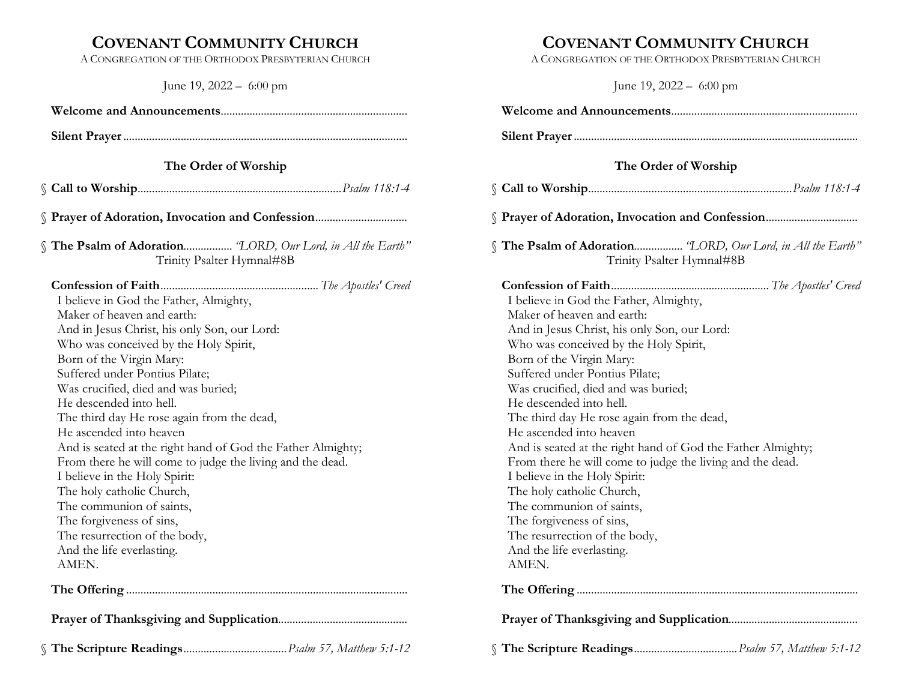# COVENANT COMMUNITY CHURCH

A CONGREGATION OF THE ORTHODOX PRESBYTERIAN CHURCH

June 19, 2022 – 6:00 pm

**Welcome and Announcements**................................................................

**Silent Prayer**..................................................................................................

### The Order of Worship

§ **Call to Worship**......................................................................*Psalm 118:1-4*

§ **Prayer of Adoration, Invocation and Confession**................................

§ **The Psalm of Adoration**................. *"LORD, Our Lord, in All the Earth"*
Trinity Psalter Hymnal#8B

**Confession of Faith**......................................................*The Apostles' Creed*

I believe in God the Father, Almighty,
Maker of heaven and earth:
And in Jesus Christ, his only Son, our Lord:
Who was conceived by the Holy Spirit,
Born of the Virgin Mary:
Suffered under Pontius Pilate;
Was crucified, died and was buried;
He descended into hell.
The third day He rose again from the dead,
He ascended into heaven
And is seated at the right hand of God the Father Almighty;
From there he will come to judge the living and the dead.
I believe in the Holy Spirit:
The holy catholic Church,
The communion of saints,
The forgiveness of sins,
The resurrection of the body,
And the life everlasting.
AMEN.

**The Offering**.................................................................................................

**Prayer of Thanksgiving and Supplication**............................................

§ **The Scripture Readings**...................................*Psalm 57, Matthew 5:1-12*

# COVENANT COMMUNITY CHURCH

A CONGREGATION OF THE ORTHODOX PRESBYTERIAN CHURCH

June 19, 2022 – 6:00 pm

**Welcome and Announcements**................................................................

**Silent Prayer**..................................................................................................

### The Order of Worship

§ **Call to Worship**......................................................................*Psalm 118:1-4*

§ **Prayer of Adoration, Invocation and Confession**................................

§ **The Psalm of Adoration**................. *"LORD, Our Lord, in All the Earth"*
Trinity Psalter Hymnal#8B

**Confession of Faith**......................................................*The Apostles' Creed*

I believe in God the Father, Almighty,
Maker of heaven and earth:
And in Jesus Christ, his only Son, our Lord:
Who was conceived by the Holy Spirit,
Born of the Virgin Mary:
Suffered under Pontius Pilate;
Was crucified, died and was buried;
He descended into hell.
The third day He rose again from the dead,
He ascended into heaven
And is seated at the right hand of God the Father Almighty;
From there he will come to judge the living and the dead.
I believe in the Holy Spirit:
The holy catholic Church,
The communion of saints,
The forgiveness of sins,
The resurrection of the body,
And the life everlasting.
AMEN.

**The Offering**.................................................................................................

**Prayer of Thanksgiving and Supplication**............................................

§ **The Scripture Readings**...................................*Psalm 57, Matthew 5:1-12*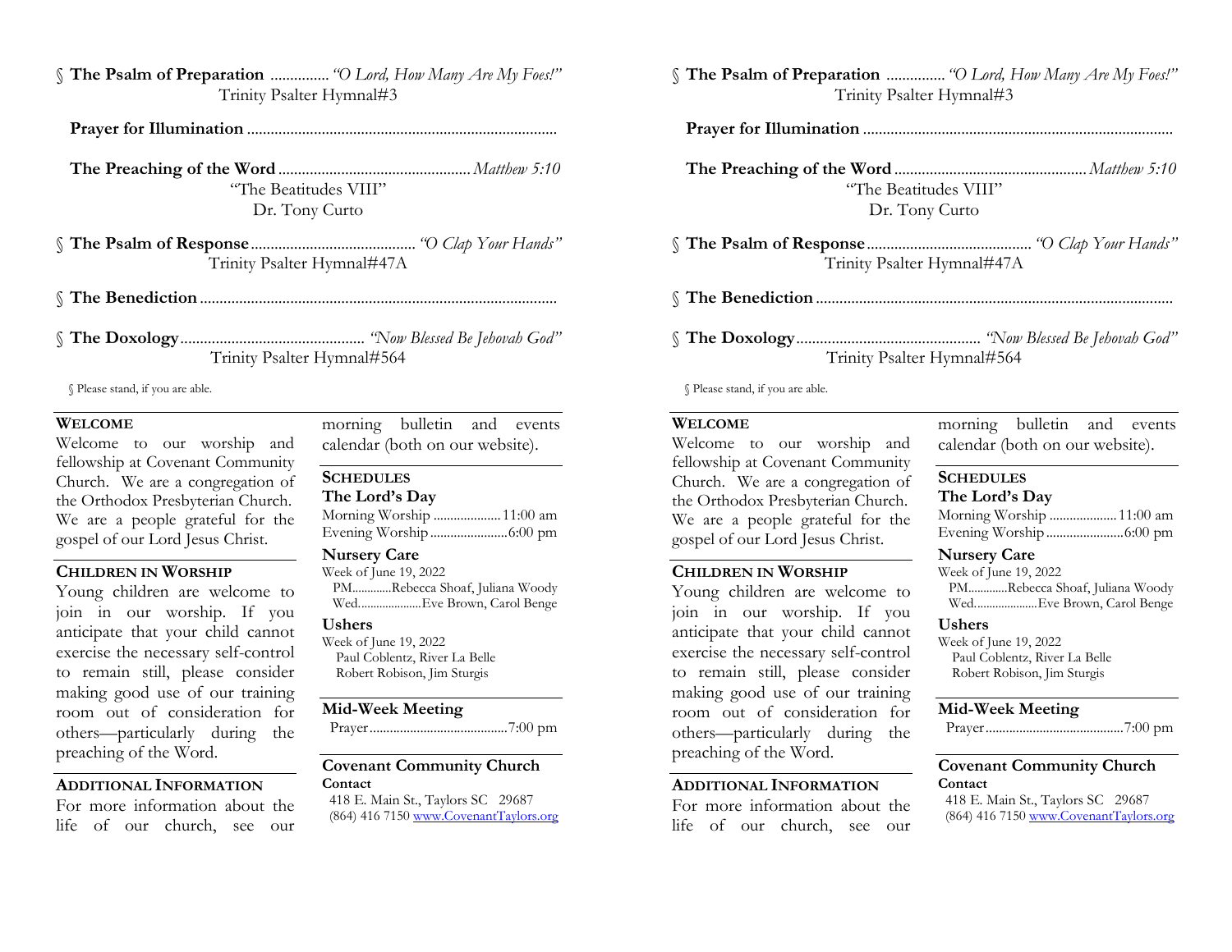§ **The Psalm of Preparation** ............... *"O Lord, How Many Are My Foes!"*
Trinity Psalter Hymnal#3

**Prayer for Illumination** .............................................................................

**The Preaching of the Word** ................................................ *Matthew 5:10*
"The Beatitudes VIII"
Dr. Tony Curto

§ **The Psalm of Response** .......................................... *"O Clap Your Hands"*
Trinity Psalter Hymnal#47A

§ **The Benediction** .........................................................................................

§ **The Doxology** ............................................... *"Now Blessed Be Jehovah God"*
Trinity Psalter Hymnal#564

§ Please stand, if you are able.

**WELCOME**
Welcome to our worship and fellowship at Covenant Community Church. We are a congregation of the Orthodox Presbyterian Church. We are a people grateful for the gospel of our Lord Jesus Christ.

**CHILDREN IN WORSHIP**
Young children are welcome to join in our worship. If you anticipate that your child cannot exercise the necessary self-control to remain still, please consider making good use of our training room out of consideration for others—particularly during the preaching of the Word.

**ADDITIONAL INFORMATION**
For more information about the life of our church, see our morning bulletin and events calendar (both on our website).

**SCHEDULES**

**The Lord's Day**
Morning Worship .................... 11:00 am
Evening Worship ....................... 6:00 pm

**Nursery Care**
Week of June 19, 2022
PM............Rebecca Shoaf, Juliana Woody
Wed....................Eve Brown, Carol Benge

**Ushers**
Week of June 19, 2022
Paul Coblentz, River La Belle
Robert Robison, Jim Sturgis

**Mid-Week Meeting**
Prayer......................................... 7:00 pm

**Covenant Community Church**
**Contact**
418 E. Main St., Taylors SC 29687
(864) 416 7150 www.CovenantTaylors.org

---

§ **The Psalm of Preparation** ............... *"O Lord, How Many Are My Foes!"*
Trinity Psalter Hymnal#3

**Prayer for Illumination** .............................................................................

**The Preaching of the Word** ................................................ *Matthew 5:10*
"The Beatitudes VIII"
Dr. Tony Curto

§ **The Psalm of Response** .......................................... *"O Clap Your Hands"*
Trinity Psalter Hymnal#47A

§ **The Benediction** .........................................................................................

§ **The Doxology** ............................................... *"Now Blessed Be Jehovah God"*
Trinity Psalter Hymnal#564

§ Please stand, if you are able.

**WELCOME**
Welcome to our worship and fellowship at Covenant Community Church. We are a congregation of the Orthodox Presbyterian Church. We are a people grateful for the gospel of our Lord Jesus Christ.

**CHILDREN IN WORSHIP**
Young children are welcome to join in our worship. If you anticipate that your child cannot exercise the necessary self-control to remain still, please consider making good use of our training room out of consideration for others—particularly during the preaching of the Word.

**ADDITIONAL INFORMATION**
For more information about the life of our church, see our morning bulletin and events calendar (both on our website).

**SCHEDULES**

**The Lord's Day**
Morning Worship .................... 11:00 am
Evening Worship ....................... 6:00 pm

**Nursery Care**
Week of June 19, 2022
PM............Rebecca Shoaf, Juliana Woody
Wed....................Eve Brown, Carol Benge

**Ushers**
Week of June 19, 2022
Paul Coblentz, River La Belle
Robert Robison, Jim Sturgis

**Mid-Week Meeting**
Prayer......................................... 7:00 pm

**Covenant Community Church**
**Contact**
418 E. Main St., Taylors SC 29687
(864) 416 7150 www.CovenantTaylors.org